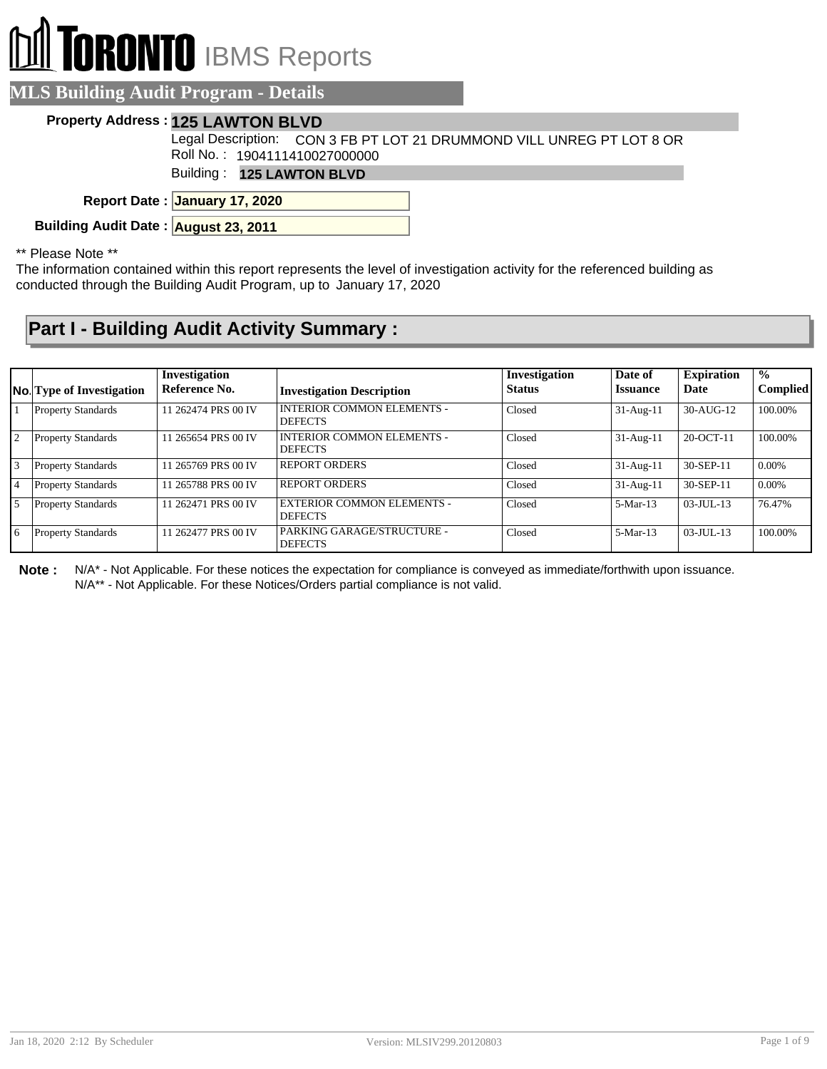# TORONTO IBMS Reports

## MLS Building Audit Program - Details

**Property Address :** **125 LAWTON BLVD**

Legal Description: CON 3 FB PT LOT 21 DRUMMOND VILL UNREG PT LOT 8 OR

Roll No. : 1904111410027000000

Building : **125 LAWTON BLVD**

**Report Date :** **January 17, 2020**

**Building Audit Date :** **August 23, 2011**

** Please Note **

The information contained within this report represents the level of investigation activity for the referenced building as conducted through the Building Audit Program, up to January 17, 2020

## Part I - Building Audit Activity Summary :

| No. | Type of Investigation | Investigation Reference No. | Investigation Description | Investigation Status | Date of Issuance | Expiration Date | % Complied |
|---|---|---|---|---|---|---|---|
| 1 | Property Standards | 11 262474 PRS 00 IV | INTERIOR COMMON ELEMENTS - DEFECTS | Closed | 31-Aug-11 | 30-AUG-12 | 100.00% |
| 2 | Property Standards | 11 265654 PRS 00 IV | INTERIOR COMMON ELEMENTS - DEFECTS | Closed | 31-Aug-11 | 20-OCT-11 | 100.00% |
| 3 | Property Standards | 11 265769 PRS 00 IV | REPORT ORDERS | Closed | 31-Aug-11 | 30-SEP-11 | 0.00% |
| 4 | Property Standards | 11 265788 PRS 00 IV | REPORT ORDERS | Closed | 31-Aug-11 | 30-SEP-11 | 0.00% |
| 5 | Property Standards | 11 262471 PRS 00 IV | EXTERIOR COMMON ELEMENTS - DEFECTS | Closed | 5-Mar-13 | 03-JUL-13 | 76.47% |
| 6 | Property Standards | 11 262477 PRS 00 IV | PARKING GARAGE/STRUCTURE - DEFECTS | Closed | 5-Mar-13 | 03-JUL-13 | 100.00% |

**Note :** N/A* - Not Applicable. For these notices the expectation for compliance is conveyed as immediate/forthwith upon issuance.
N/A** - Not Applicable. For these Notices/Orders partial compliance is not valid.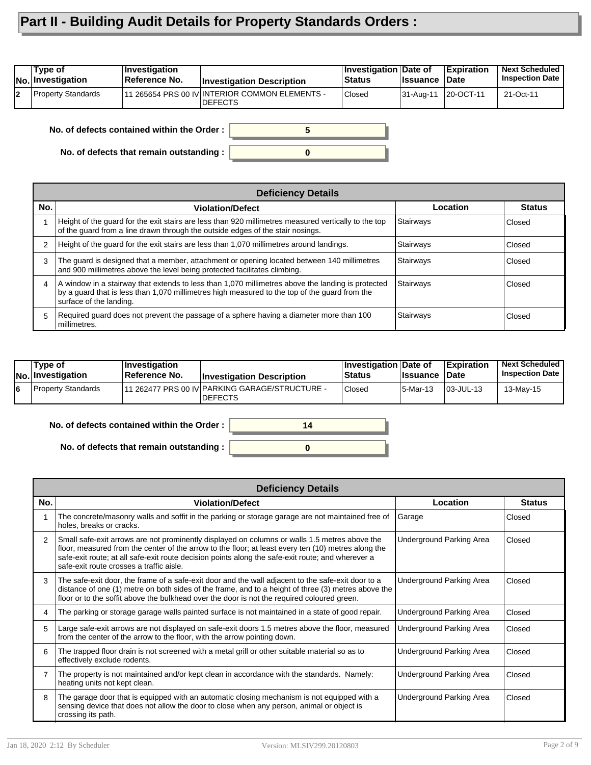# Part II - Building Audit Details for Property Standards Orders :

| No. | Type of Investigation | Investigation Reference No. | Investigation Description | Investigation Status | Date of Issuance | Expiration Date | Next Scheduled Inspection Date |
|---|---|---|---|---|---|---|---|
| 2 | Property Standards | 11 265654 PRS 00 IV | INTERIOR COMMON ELEMENTS - DEFECTS | Closed | 31-Aug-11 | 20-OCT-11 | 21-Oct-11 |

**No. of defects contained within the Order :** 5

**No. of defects that remain outstanding :** 0

| Deficiency Details | | | |
|---|---|---|---|
| **No.** | **Violation/Defect** | **Location** | **Status** |
| 1 | Height of the guard for the exit stairs are less than 920 millimetres measured vertically to the top of the guard from a line drawn through the outside edges of the stair nosings. | Stairways | Closed |
| 2 | Height of the guard for the exit stairs are less than 1,070 millimetres around landings. | Stairways | Closed |
| 3 | The guard is designed that a member, attachment or opening located between 140 millimetres and 900 millimetres above the level being protected facilitates climbing. | Stairways | Closed |
| 4 | A window in a stairway that extends to less than 1,070 millimetres above the landing is protected by a guard that is less than 1,070 millimetres high measured to the top of the guard from the surface of the landing. | Stairways | Closed |
| 5 | Required guard does not prevent the passage of a sphere having a diameter more than 100 millimetres. | Stairways | Closed |

| No. | Type of Investigation | Investigation Reference No. | Investigation Description | Investigation Status | Date of Issuance | Expiration Date | Next Scheduled Inspection Date |
|---|---|---|---|---|---|---|---|
| 6 | Property Standards | 11 262477 PRS 00 IV | PARKING GARAGE/STRUCTURE - DEFECTS | Closed | 5-Mar-13 | 03-JUL-13 | 13-May-15 |

**No. of defects contained within the Order :** 14

**No. of defects that remain outstanding :** 0

| Deficiency Details | | | |
|---|---|---|---|
| **No.** | **Violation/Defect** | **Location** | **Status** |
| 1 | The concrete/masonry walls and soffit in the parking or storage garage are not maintained free of holes, breaks or cracks. | Garage | Closed |
| 2 | Small safe-exit arrows are not prominently displayed on columns or walls 1.5 metres above the floor, measured from the center of the arrow to the floor; at least every ten (10) metres along the safe-exit route; at all safe-exit route decision points along the safe-exit route; and wherever a safe-exit route crosses a traffic aisle. | Underground Parking Area | Closed |
| 3 | The safe-exit door, the frame of a safe-exit door and the wall adjacent to the safe-exit door to a distance of one (1) metre on both sides of the frame, and to a height of three (3) metres above the floor or to the soffit above the bulkhead over the door is not the required coloured green. | Underground Parking Area | Closed |
| 4 | The parking or storage garage walls painted surface is not maintained in a state of good repair. | Underground Parking Area | Closed |
| 5 | Large safe-exit arrows are not displayed on safe-exit doors 1.5 metres above the floor, measured from the center of the arrow to the floor, with the arrow pointing down. | Underground Parking Area | Closed |
| 6 | The trapped floor drain is not screened with a metal grill or other suitable material so as to effectively exclude rodents. | Underground Parking Area | Closed |
| 7 | The property is not maintained and/or kept clean in accordance with the standards. Namely: heating units not kept clean. | Underground Parking Area | Closed |
| 8 | The garage door that is equipped with an automatic closing mechanism is not equipped with a sensing device that does not allow the door to close when any person, animal or object is crossing its path. | Underground Parking Area | Closed |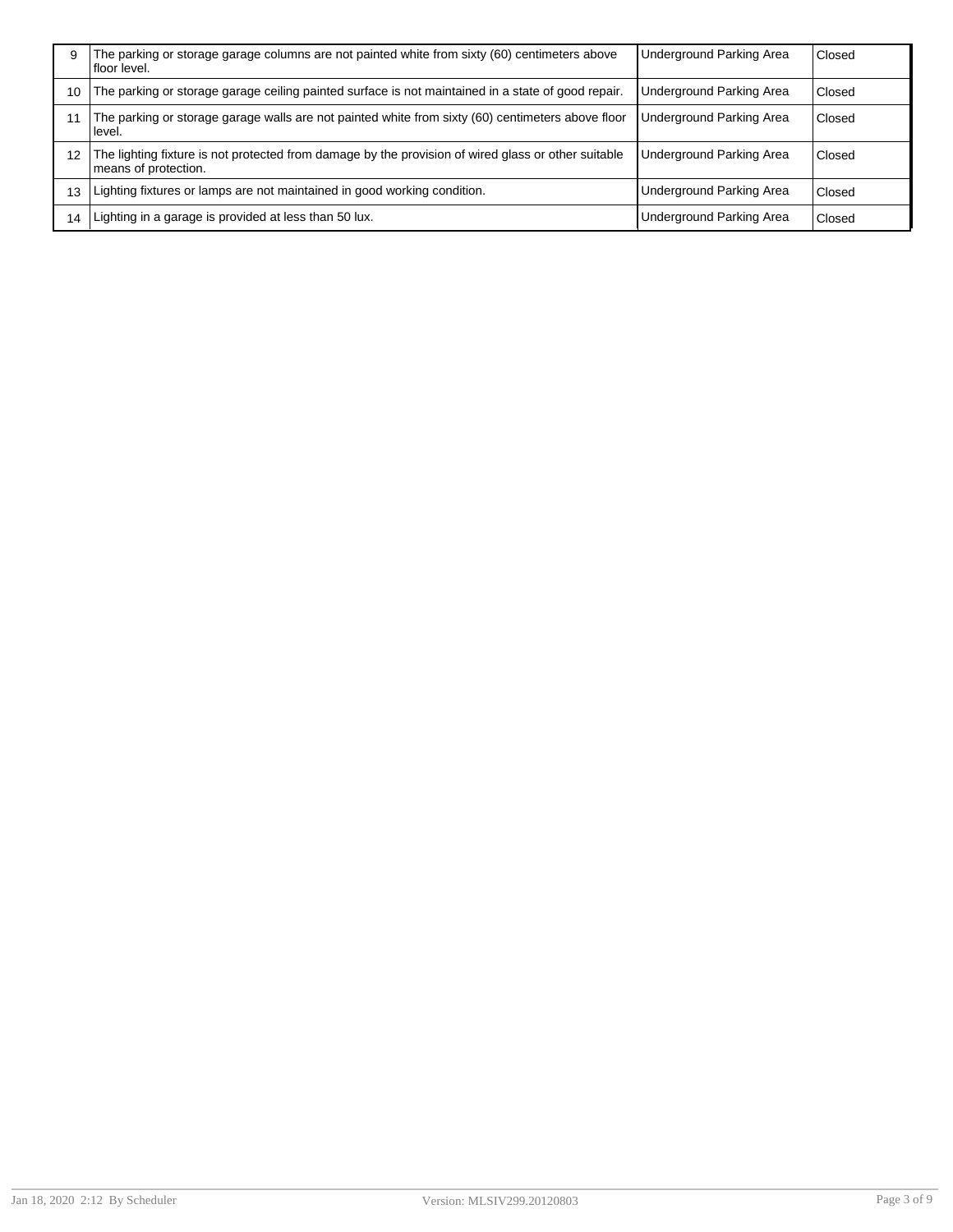| | | | |
|---|---|---|---|
| 9 | The parking or storage garage columns are not painted white from sixty (60) centimeters above floor level. | Underground Parking Area | Closed |
| 10 | The parking or storage garage ceiling painted surface is not maintained in a state of good repair. | Underground Parking Area | Closed |
| 11 | The parking or storage garage walls are not painted white from sixty (60) centimeters above floor level. | Underground Parking Area | Closed |
| 12 | The lighting fixture is not protected from damage by the provision of wired glass or other suitable means of protection. | Underground Parking Area | Closed |
| 13 | Lighting fixtures or lamps are not maintained in good working condition. | Underground Parking Area | Closed |
| 14 | Lighting in a garage is provided at less than 50 lux. | Underground Parking Area | Closed |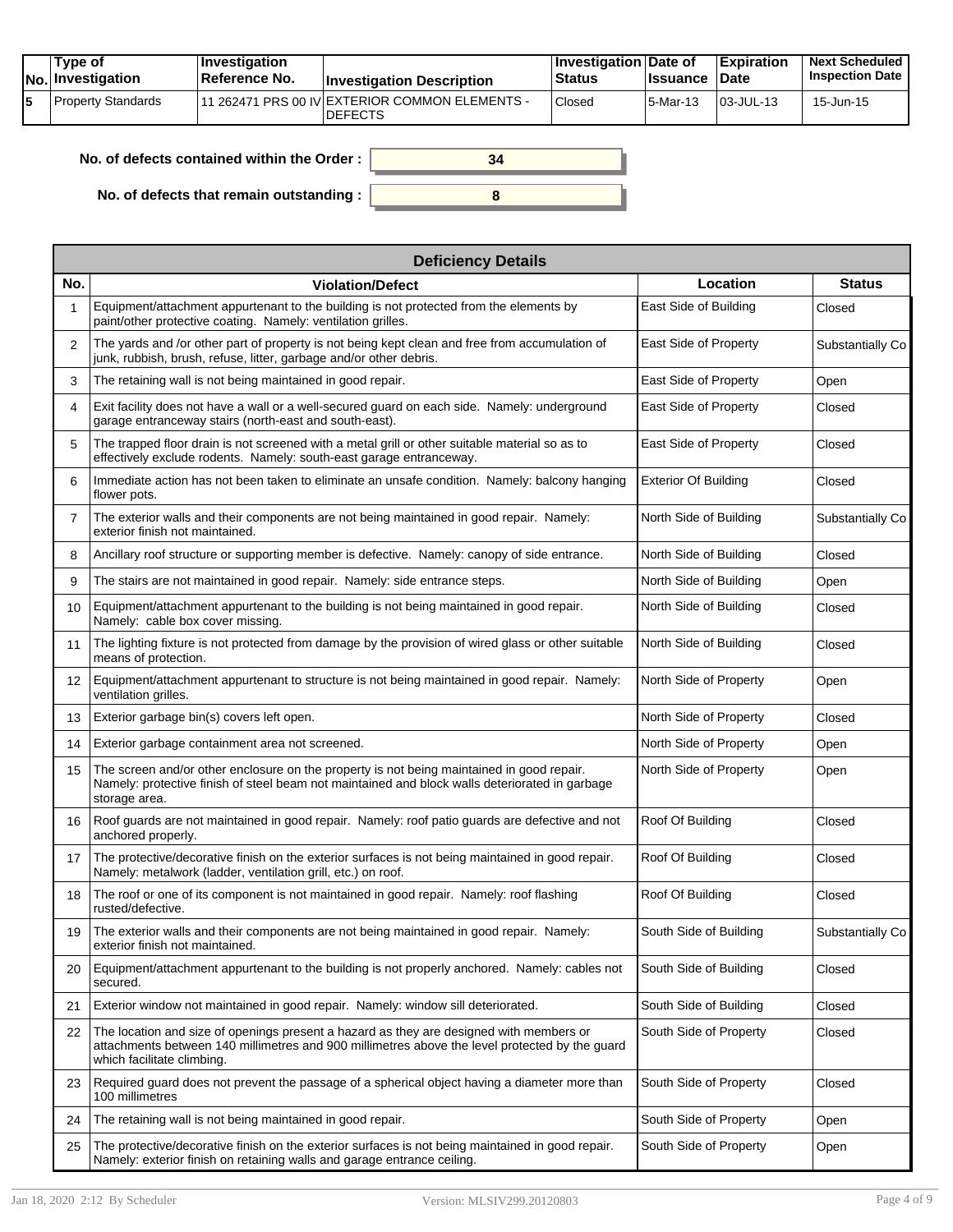| No. | Type of Investigation | Investigation Reference No. | Investigation Description | Investigation Status | Date of Issuance | Expiration Date | Next Scheduled Inspection Date |
|---|---|---|---|---|---|---|---|
| 5 | Property Standards | 11 262471 PRS 00 IV | EXTERIOR COMMON ELEMENTS - DEFECTS | Closed | 5-Mar-13 | 03-JUL-13 | 15-Jun-15 |

**No. of defects contained within the Order :** 34

**No. of defects that remain outstanding :** 8

| Deficiency Details | | | |
|---|---|---|---|
| **No.** | **Violation/Defect** | **Location** | **Status** |
| 1 | Equipment/attachment appurtenant to the building is not protected from the elements by paint/other protective coating. Namely: ventilation grilles. | East Side of Building | Closed |
| 2 | The yards and /or other part of property is not being kept clean and free from accumulation of junk, rubbish, brush, refuse, litter, garbage and/or other debris. | East Side of Property | Substantially Co |
| 3 | The retaining wall is not being maintained in good repair. | East Side of Property | Open |
| 4 | Exit facility does not have a wall or a well-secured guard on each side. Namely: underground garage entranceway stairs (north-east and south-east). | East Side of Property | Closed |
| 5 | The trapped floor drain is not screened with a metal grill or other suitable material so as to effectively exclude rodents. Namely: south-east garage entranceway. | East Side of Property | Closed |
| 6 | Immediate action has not been taken to eliminate an unsafe condition. Namely: balcony hanging flower pots. | Exterior Of Building | Closed |
| 7 | The exterior walls and their components are not being maintained in good repair. Namely: exterior finish not maintained. | North Side of Building | Substantially Co |
| 8 | Ancillary roof structure or supporting member is defective. Namely: canopy of side entrance. | North Side of Building | Closed |
| 9 | The stairs are not maintained in good repair. Namely: side entrance steps. | North Side of Building | Open |
| 10 | Equipment/attachment appurtenant to the building is not being maintained in good repair. Namely: cable box cover missing. | North Side of Building | Closed |
| 11 | The lighting fixture is not protected from damage by the provision of wired glass or other suitable means of protection. | North Side of Building | Closed |
| 12 | Equipment/attachment appurtenant to structure is not being maintained in good repair. Namely: ventilation grilles. | North Side of Property | Open |
| 13 | Exterior garbage bin(s) covers left open. | North Side of Property | Closed |
| 14 | Exterior garbage containment area not screened. | North Side of Property | Open |
| 15 | The screen and/or other enclosure on the property is not being maintained in good repair. Namely: protective finish of steel beam not maintained and block walls deteriorated in garbage storage area. | North Side of Property | Open |
| 16 | Roof guards are not maintained in good repair. Namely: roof patio guards are defective and not anchored properly. | Roof Of Building | Closed |
| 17 | The protective/decorative finish on the exterior surfaces is not being maintained in good repair. Namely: metalwork (ladder, ventilation grill, etc.) on roof. | Roof Of Building | Closed |
| 18 | The roof or one of its component is not maintained in good repair. Namely: roof flashing rusted/defective. | Roof Of Building | Closed |
| 19 | The exterior walls and their components are not being maintained in good repair. Namely: exterior finish not maintained. | South Side of Building | Substantially Co |
| 20 | Equipment/attachment appurtenant to the building is not properly anchored. Namely: cables not secured. | South Side of Building | Closed |
| 21 | Exterior window not maintained in good repair. Namely: window sill deteriorated. | South Side of Building | Closed |
| 22 | The location and size of openings present a hazard as they are designed with members or attachments between 140 millimetres and 900 millimetres above the level protected by the guard which facilitate climbing. | South Side of Property | Closed |
| 23 | Required guard does not prevent the passage of a spherical object having a diameter more than 100 millimetres | South Side of Property | Closed |
| 24 | The retaining wall is not being maintained in good repair. | South Side of Property | Open |
| 25 | The protective/decorative finish on the exterior surfaces is not being maintained in good repair. Namely: exterior finish on retaining walls and garage entrance ceiling. | South Side of Property | Open |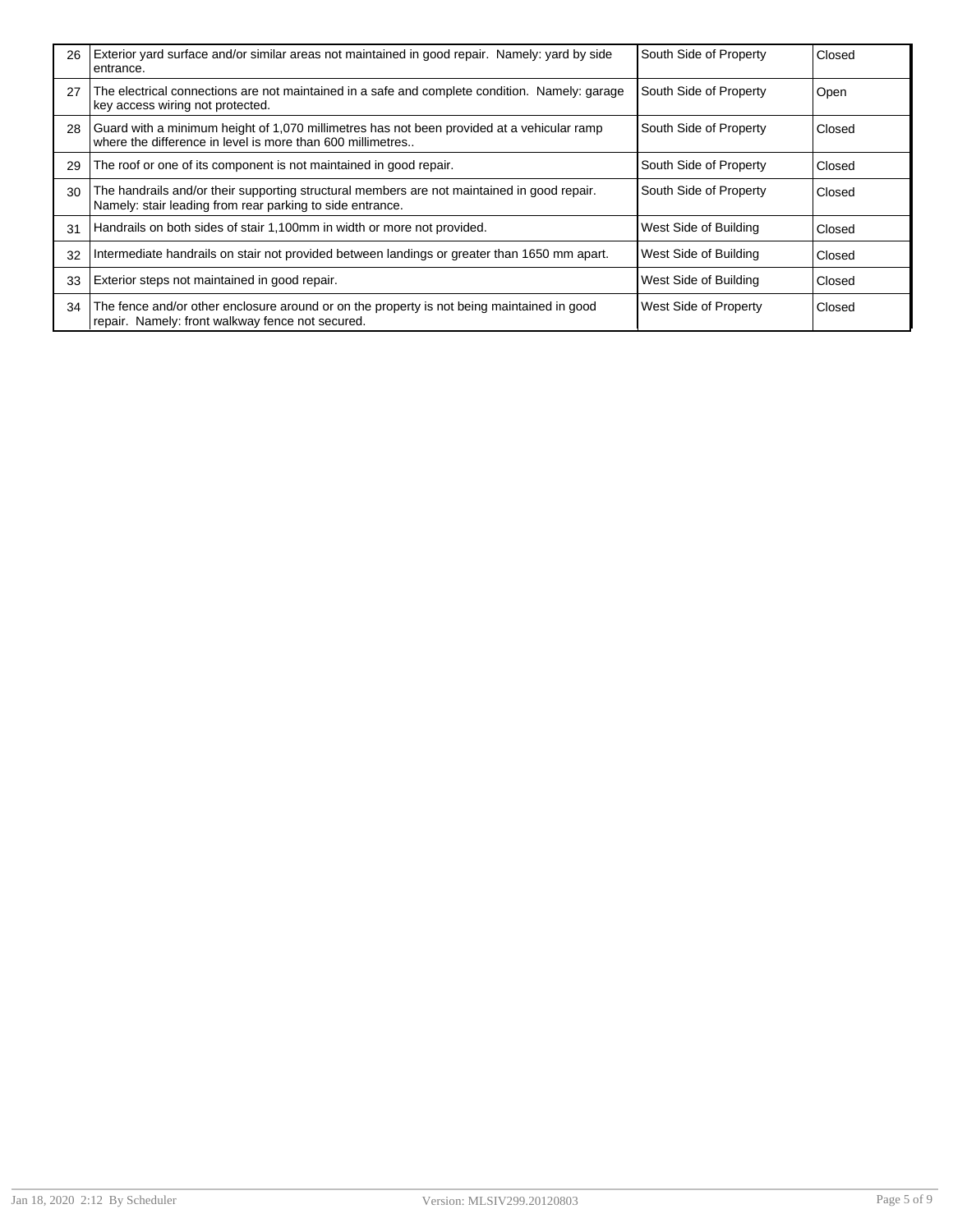| | | | |
|---|---|---|---|
| 26 | Exterior yard surface and/or similar areas not maintained in good repair. Namely: yard by side entrance. | South Side of Property | Closed |
| 27 | The electrical connections are not maintained in a safe and complete condition. Namely: garage key access wiring not protected. | South Side of Property | Open |
| 28 | Guard with a minimum height of 1,070 millimetres has not been provided at a vehicular ramp where the difference in level is more than 600 millimetres.. | South Side of Property | Closed |
| 29 | The roof or one of its component is not maintained in good repair. | South Side of Property | Closed |
| 30 | The handrails and/or their supporting structural members are not maintained in good repair. Namely: stair leading from rear parking to side entrance. | South Side of Property | Closed |
| 31 | Handrails on both sides of stair 1,100mm in width or more not provided. | West Side of Building | Closed |
| 32 | Intermediate handrails on stair not provided between landings or greater than 1650 mm apart. | West Side of Building | Closed |
| 33 | Exterior steps not maintained in good repair. | West Side of Building | Closed |
| 34 | The fence and/or other enclosure around or on the property is not being maintained in good repair. Namely: front walkway fence not secured. | West Side of Property | Closed |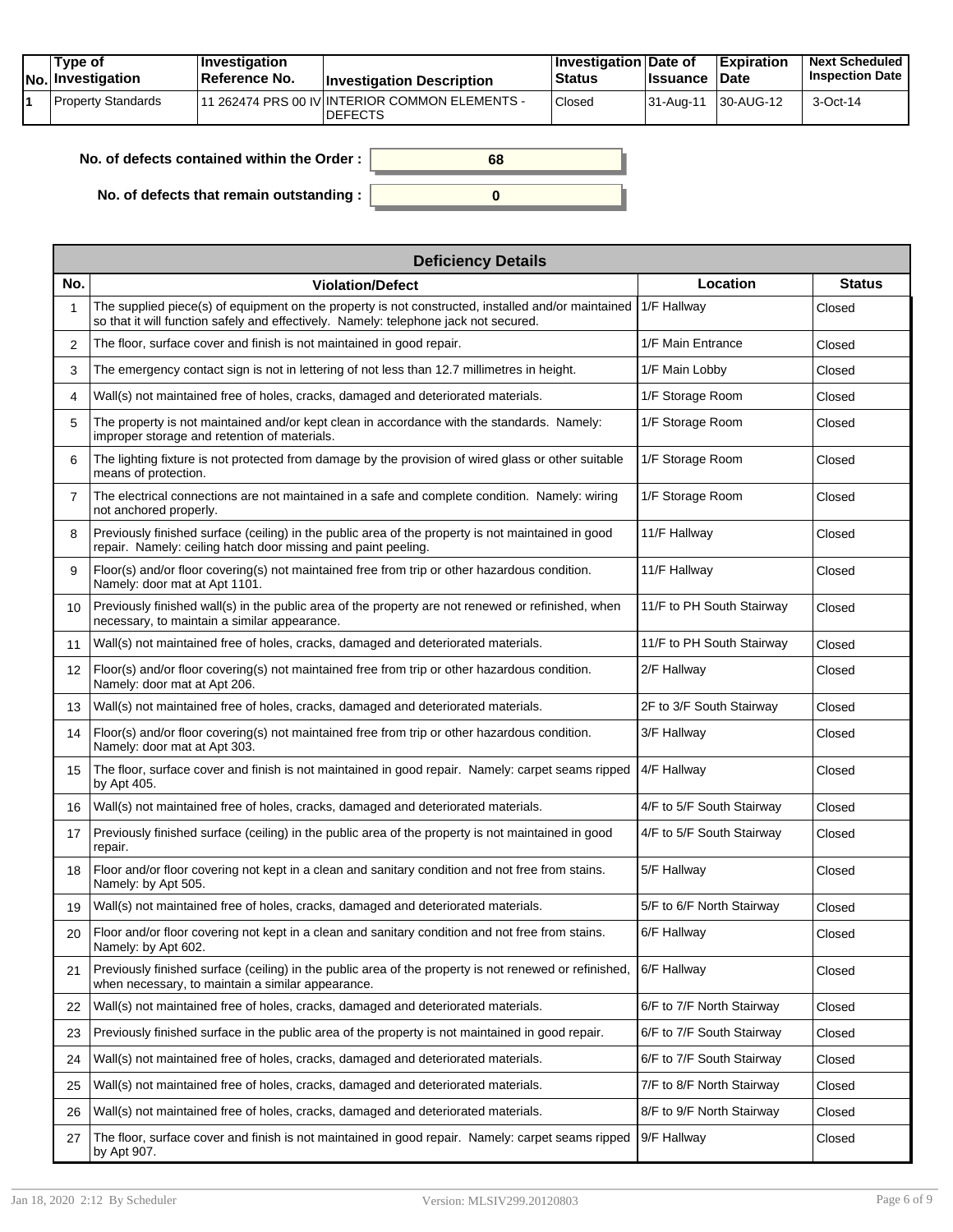| No. | Type of Investigation | Investigation Reference No. | Investigation Description | Investigation Status | Date of Issuance | Expiration Date | Next Scheduled Inspection Date |
|---|---|---|---|---|---|---|---|
| 1 | Property Standards | 11 262474 PRS 00 IV | INTERIOR COMMON ELEMENTS - DEFECTS | Closed | 31-Aug-11 | 30-AUG-12 | 3-Oct-14 |

**No. of defects contained within the Order :** 68

**No. of defects that remain outstanding :** 0

| Deficiency Details | | | |
|---|---|---|---|
| **No.** | **Violation/Defect** | **Location** | **Status** |
| 1 | The supplied piece(s) of equipment on the property is not constructed, installed and/or maintained so that it will function safely and effectively. Namely: telephone jack not secured. | 1/F Hallway | Closed |
| 2 | The floor, surface cover and finish is not maintained in good repair. | 1/F Main Entrance | Closed |
| 3 | The emergency contact sign is not in lettering of not less than 12.7 millimetres in height. | 1/F Main Lobby | Closed |
| 4 | Wall(s) not maintained free of holes, cracks, damaged and deteriorated materials. | 1/F Storage Room | Closed |
| 5 | The property is not maintained and/or kept clean in accordance with the standards. Namely: improper storage and retention of materials. | 1/F Storage Room | Closed |
| 6 | The lighting fixture is not protected from damage by the provision of wired glass or other suitable means of protection. | 1/F Storage Room | Closed |
| 7 | The electrical connections are not maintained in a safe and complete condition. Namely: wiring not anchored properly. | 1/F Storage Room | Closed |
| 8 | Previously finished surface (ceiling) in the public area of the property is not maintained in good repair. Namely: ceiling hatch door missing and paint peeling. | 11/F Hallway | Closed |
| 9 | Floor(s) and/or floor covering(s) not maintained free from trip or other hazardous condition. Namely: door mat at Apt 1101. | 11/F Hallway | Closed |
| 10 | Previously finished wall(s) in the public area of the property are not renewed or refinished, when necessary, to maintain a similar appearance. | 11/F to PH South Stairway | Closed |
| 11 | Wall(s) not maintained free of holes, cracks, damaged and deteriorated materials. | 11/F to PH South Stairway | Closed |
| 12 | Floor(s) and/or floor covering(s) not maintained free from trip or other hazardous condition. Namely: door mat at Apt 206. | 2/F Hallway | Closed |
| 13 | Wall(s) not maintained free of holes, cracks, damaged and deteriorated materials. | 2F to 3/F South Stairway | Closed |
| 14 | Floor(s) and/or floor covering(s) not maintained free from trip or other hazardous condition. Namely: door mat at Apt 303. | 3/F Hallway | Closed |
| 15 | The floor, surface cover and finish is not maintained in good repair. Namely: carpet seams ripped by Apt 405. | 4/F Hallway | Closed |
| 16 | Wall(s) not maintained free of holes, cracks, damaged and deteriorated materials. | 4/F to 5/F South Stairway | Closed |
| 17 | Previously finished surface (ceiling) in the public area of the property is not maintained in good repair. | 4/F to 5/F South Stairway | Closed |
| 18 | Floor and/or floor covering not kept in a clean and sanitary condition and not free from stains. Namely: by Apt 505. | 5/F Hallway | Closed |
| 19 | Wall(s) not maintained free of holes, cracks, damaged and deteriorated materials. | 5/F to 6/F North Stairway | Closed |
| 20 | Floor and/or floor covering not kept in a clean and sanitary condition and not free from stains. Namely: by Apt 602. | 6/F Hallway | Closed |
| 21 | Previously finished surface (ceiling) in the public area of the property is not renewed or refinished, when necessary, to maintain a similar appearance. | 6/F Hallway | Closed |
| 22 | Wall(s) not maintained free of holes, cracks, damaged and deteriorated materials. | 6/F to 7/F North Stairway | Closed |
| 23 | Previously finished surface in the public area of the property is not maintained in good repair. | 6/F to 7/F South Stairway | Closed |
| 24 | Wall(s) not maintained free of holes, cracks, damaged and deteriorated materials. | 6/F to 7/F South Stairway | Closed |
| 25 | Wall(s) not maintained free of holes, cracks, damaged and deteriorated materials. | 7/F to 8/F North Stairway | Closed |
| 26 | Wall(s) not maintained free of holes, cracks, damaged and deteriorated materials. | 8/F to 9/F North Stairway | Closed |
| 27 | The floor, surface cover and finish is not maintained in good repair. Namely: carpet seams ripped by Apt 907. | 9/F Hallway | Closed |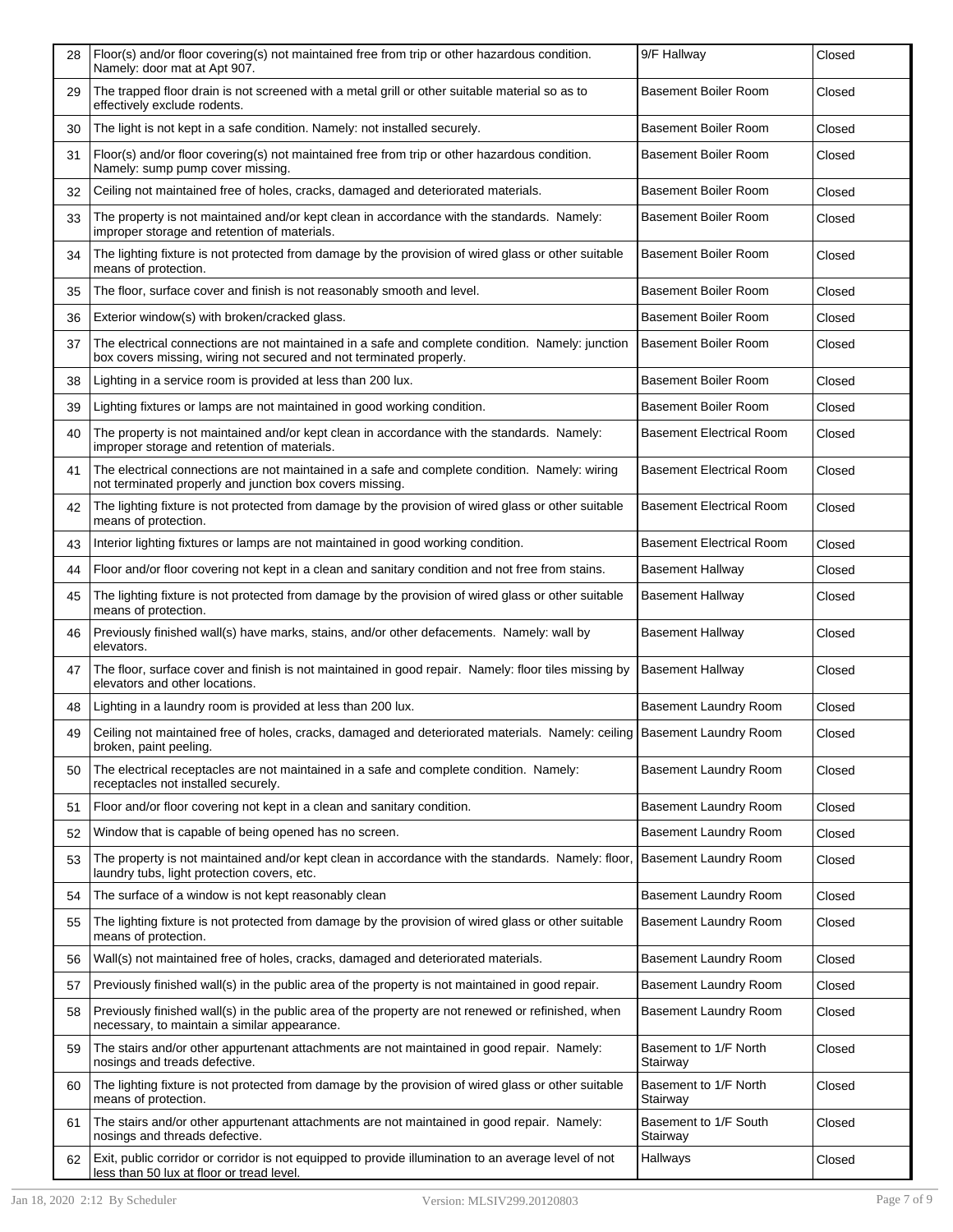| 28 | Floor(s) and/or floor covering(s) not maintained free from trip or other hazardous condition. Namely: door mat at Apt 907. | 9/F Hallway | Closed |
|---|---|---|---|
| 29 | The trapped floor drain is not screened with a metal grill or other suitable material so as to effectively exclude rodents. | Basement Boiler Room | Closed |
| 30 | The light is not kept in a safe condition. Namely: not installed securely. | Basement Boiler Room | Closed |
| 31 | Floor(s) and/or floor covering(s) not maintained free from trip or other hazardous condition. Namely: sump pump cover missing. | Basement Boiler Room | Closed |
| 32 | Ceiling not maintained free of holes, cracks, damaged and deteriorated materials. | Basement Boiler Room | Closed |
| 33 | The property is not maintained and/or kept clean in accordance with the standards. Namely: improper storage and retention of materials. | Basement Boiler Room | Closed |
| 34 | The lighting fixture is not protected from damage by the provision of wired glass or other suitable means of protection. | Basement Boiler Room | Closed |
| 35 | The floor, surface cover and finish is not reasonably smooth and level. | Basement Boiler Room | Closed |
| 36 | Exterior window(s) with broken/cracked glass. | Basement Boiler Room | Closed |
| 37 | The electrical connections are not maintained in a safe and complete condition. Namely: junction box covers missing, wiring not secured and not terminated properly. | Basement Boiler Room | Closed |
| 38 | Lighting in a service room is provided at less than 200 lux. | Basement Boiler Room | Closed |
| 39 | Lighting fixtures or lamps are not maintained in good working condition. | Basement Boiler Room | Closed |
| 40 | The property is not maintained and/or kept clean in accordance with the standards. Namely: improper storage and retention of materials. | Basement Electrical Room | Closed |
| 41 | The electrical connections are not maintained in a safe and complete condition. Namely: wiring not terminated properly and junction box covers missing. | Basement Electrical Room | Closed |
| 42 | The lighting fixture is not protected from damage by the provision of wired glass or other suitable means of protection. | Basement Electrical Room | Closed |
| 43 | Interior lighting fixtures or lamps are not maintained in good working condition. | Basement Electrical Room | Closed |
| 44 | Floor and/or floor covering not kept in a clean and sanitary condition and not free from stains. | Basement Hallway | Closed |
| 45 | The lighting fixture is not protected from damage by the provision of wired glass or other suitable means of protection. | Basement Hallway | Closed |
| 46 | Previously finished wall(s) have marks, stains, and/or other defacements. Namely: wall by elevators. | Basement Hallway | Closed |
| 47 | The floor, surface cover and finish is not maintained in good repair. Namely: floor tiles missing by elevators and other locations. | Basement Hallway | Closed |
| 48 | Lighting in a laundry room is provided at less than 200 lux. | Basement Laundry Room | Closed |
| 49 | Ceiling not maintained free of holes, cracks, damaged and deteriorated materials. Namely: ceiling broken, paint peeling. | Basement Laundry Room | Closed |
| 50 | The electrical receptacles are not maintained in a safe and complete condition. Namely: receptacles not installed securely. | Basement Laundry Room | Closed |
| 51 | Floor and/or floor covering not kept in a clean and sanitary condition. | Basement Laundry Room | Closed |
| 52 | Window that is capable of being opened has no screen. | Basement Laundry Room | Closed |
| 53 | The property is not maintained and/or kept clean in accordance with the standards. Namely: floor, laundry tubs, light protection covers, etc. | Basement Laundry Room | Closed |
| 54 | The surface of a window is not kept reasonably clean | Basement Laundry Room | Closed |
| 55 | The lighting fixture is not protected from damage by the provision of wired glass or other suitable means of protection. | Basement Laundry Room | Closed |
| 56 | Wall(s) not maintained free of holes, cracks, damaged and deteriorated materials. | Basement Laundry Room | Closed |
| 57 | Previously finished wall(s) in the public area of the property is not maintained in good repair. | Basement Laundry Room | Closed |
| 58 | Previously finished wall(s) in the public area of the property are not renewed or refinished, when necessary, to maintain a similar appearance. | Basement Laundry Room | Closed |
| 59 | The stairs and/or other appurtenant attachments are not maintained in good repair. Namely: nosings and treads defective. | Basement to 1/F North Stairway | Closed |
| 60 | The lighting fixture is not protected from damage by the provision of wired glass or other suitable means of protection. | Basement to 1/F North Stairway | Closed |
| 61 | The stairs and/or other appurtenant attachments are not maintained in good repair. Namely: nosings and threads defective. | Basement to 1/F South Stairway | Closed |
| 62 | Exit, public corridor or corridor is not equipped to provide illumination to an average level of not less than 50 lux at floor or tread level. | Hallways | Closed |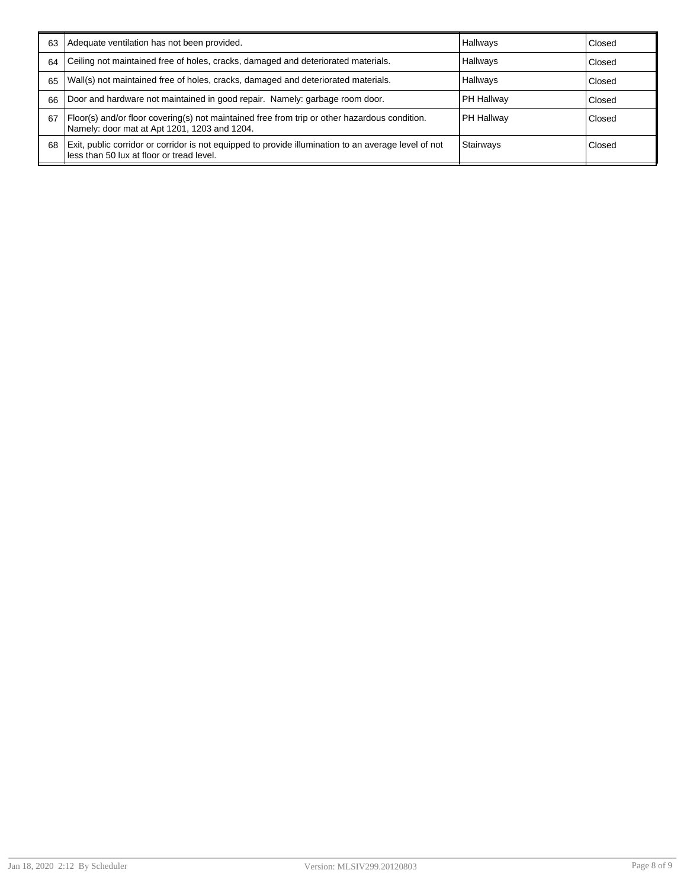| | | | |
|---|---|---|---|
| 63 | Adequate ventilation has not been provided. | Hallways | Closed |
| 64 | Ceiling not maintained free of holes, cracks, damaged and deteriorated materials. | Hallways | Closed |
| 65 | Wall(s) not maintained free of holes, cracks, damaged and deteriorated materials. | Hallways | Closed |
| 66 | Door and hardware not maintained in good repair. Namely: garbage room door. | PH Hallway | Closed |
| 67 | Floor(s) and/or floor covering(s) not maintained free from trip or other hazardous condition. Namely: door mat at Apt 1201, 1203 and 1204. | PH Hallway | Closed |
| 68 | Exit, public corridor or corridor is not equipped to provide illumination to an average level of not less than 50 lux at floor or tread level. | Stairways | Closed |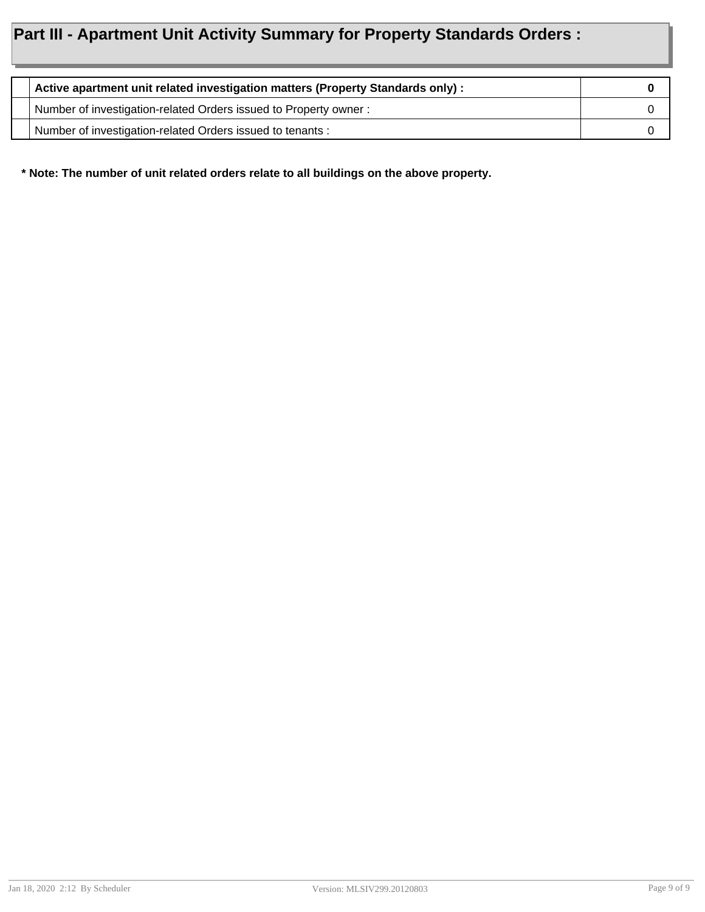## Part III - Apartment Unit Activity Summary for Property Standards Orders :

| | | |
|---|---|---|
| | **Active apartment unit related investigation matters (Property Standards only) :** | **0** |
| | Number of investigation-related Orders issued to Property owner : | 0 |
| | Number of investigation-related Orders issued to tenants : | 0 |

**\* Note: The number of unit related orders relate to all buildings on the above property.**